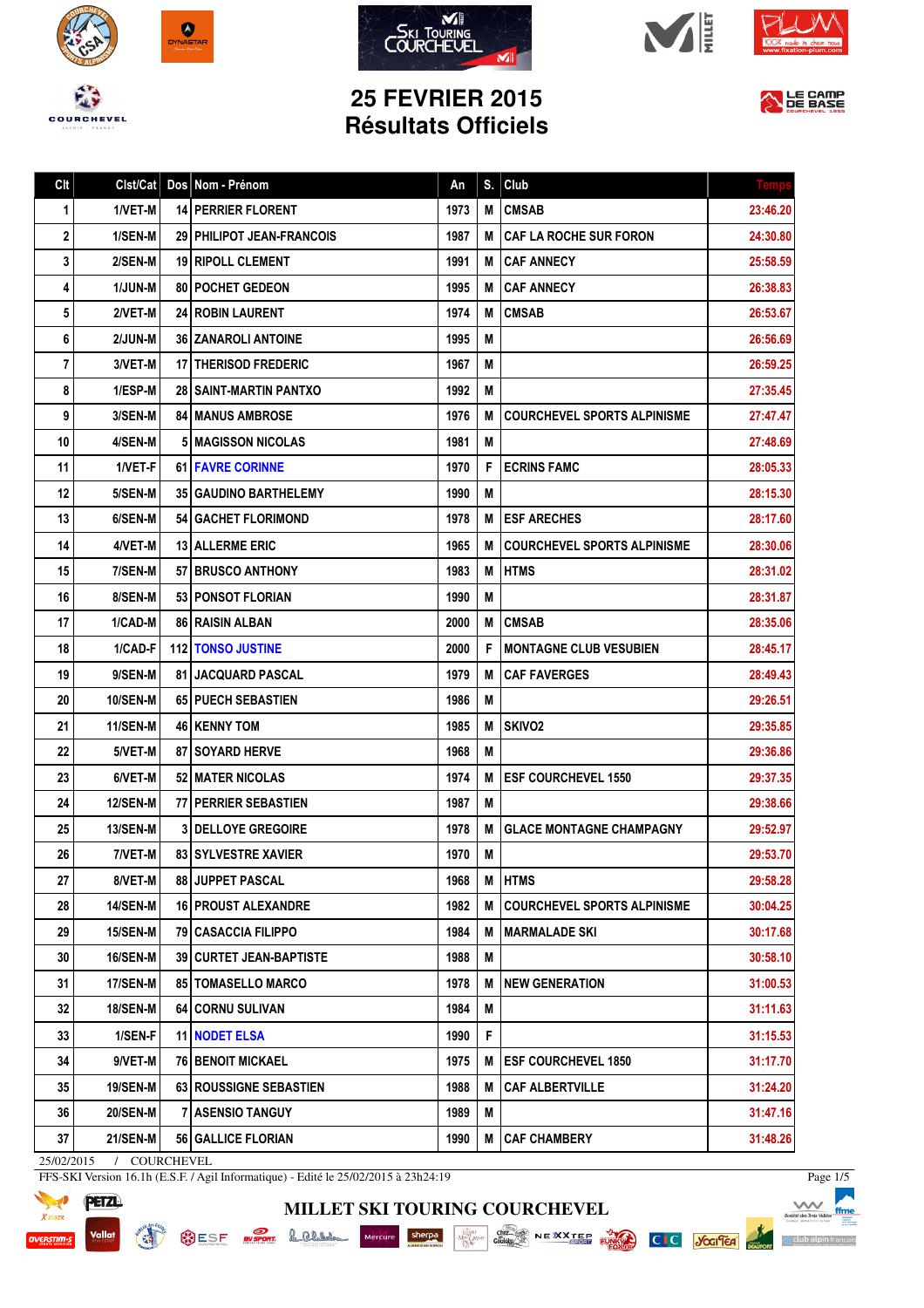# 25 FEVRIER 2015
# Résultats Officiels

| Clt | Clst/Cat | Dos | Nom - Prénom | An | S. | Club | Temps |
|---|---|---|---|---|---|---|---|
| 1 | 1/VET-M | 14 | PERRIER FLORENT | 1973 | M | CMSAB | 23:46.20 |
| 2 | 1/SEN-M | 29 | PHILIPOT JEAN-FRANCOIS | 1987 | M | CAF LA ROCHE SUR FORON | 24:30.80 |
| 3 | 2/SEN-M | 19 | RIPOLL CLEMENT | 1991 | M | CAF ANNECY | 25:58.59 |
| 4 | 1/JUN-M | 80 | POCHET GEDEON | 1995 | M | CAF ANNECY | 26:38.83 |
| 5 | 2/VET-M | 24 | ROBIN LAURENT | 1974 | M | CMSAB | 26:53.67 |
| 6 | 2/JUN-M | 36 | ZANAROLI ANTOINE | 1995 | M | | 26:56.69 |
| 7 | 3/VET-M | 17 | THERISOD FREDERIC | 1967 | M | | 26:59.25 |
| 8 | 1/ESP-M | 28 | SAINT-MARTIN PANTXO | 1992 | M | | 27:35.45 |
| 9 | 3/SEN-M | 84 | MANUS AMBROSE | 1976 | M | COURCHEVEL SPORTS ALPINISME | 27:47.47 |
| 10 | 4/SEN-M | 5 | MAGISSON NICOLAS | 1981 | M | | 27:48.69 |
| 11 | 1/VET-F | 61 | FAVRE CORINNE | 1970 | F | ECRINS FAMC | 28:05.33 |
| 12 | 5/SEN-M | 35 | GAUDINO BARTHELEMY | 1990 | M | | 28:15.30 |
| 13 | 6/SEN-M | 54 | GACHET FLORIMOND | 1978 | M | ESF ARECHES | 28:17.60 |
| 14 | 4/VET-M | 13 | ALLERME ERIC | 1965 | M | COURCHEVEL SPORTS ALPINISME | 28:30.06 |
| 15 | 7/SEN-M | 57 | BRUSCO ANTHONY | 1983 | M | HTMS | 28:31.02 |
| 16 | 8/SEN-M | 53 | PONSOT FLORIAN | 1990 | M | | 28:31.87 |
| 17 | 1/CAD-M | 86 | RAISIN ALBAN | 2000 | M | CMSAB | 28:35.06 |
| 18 | 1/CAD-F | 112 | TONSO JUSTINE | 2000 | F | MONTAGNE CLUB VESUBIEN | 28:45.17 |
| 19 | 9/SEN-M | 81 | JACQUARD PASCAL | 1979 | M | CAF FAVERGES | 28:49.43 |
| 20 | 10/SEN-M | 65 | PUECH SEBASTIEN | 1986 | M | | 29:26.51 |
| 21 | 11/SEN-M | 46 | KENNY TOM | 1985 | M | SKIVO2 | 29:35.85 |
| 22 | 5/VET-M | 87 | SOYARD HERVE | 1968 | M | | 29:36.86 |
| 23 | 6/VET-M | 52 | MATER NICOLAS | 1974 | M | ESF COURCHEVEL 1550 | 29:37.35 |
| 24 | 12/SEN-M | 77 | PERRIER SEBASTIEN | 1987 | M | | 29:38.66 |
| 25 | 13/SEN-M | 3 | DELLOYE GREGOIRE | 1978 | M | GLACE MONTAGNE CHAMPAGNY | 29:52.97 |
| 26 | 7/VET-M | 83 | SYLVESTRE XAVIER | 1970 | M | | 29:53.70 |
| 27 | 8/VET-M | 88 | JUPPET PASCAL | 1968 | M | HTMS | 29:58.28 |
| 28 | 14/SEN-M | 16 | PROUST ALEXANDRE | 1982 | M | COURCHEVEL SPORTS ALPINISME | 30:04.25 |
| 29 | 15/SEN-M | 79 | CASACCIA FILIPPO | 1984 | M | MARMALADE SKI | 30:17.68 |
| 30 | 16/SEN-M | 39 | CURTET JEAN-BAPTISTE | 1988 | M | | 30:58.10 |
| 31 | 17/SEN-M | 85 | TOMASELLO MARCO | 1978 | M | NEW GENERATION | 31:00.53 |
| 32 | 18/SEN-M | 64 | CORNU SULIVAN | 1984 | M | | 31:11.63 |
| 33 | 1/SEN-F | 11 | NODET ELSA | 1990 | F | | 31:15.53 |
| 34 | 9/VET-M | 76 | BENOIT MICKAEL | 1975 | M | ESF COURCHEVEL 1850 | 31:17.70 |
| 35 | 19/SEN-M | 63 | ROUSSIGNE SEBASTIEN | 1988 | M | CAF ALBERTVILLE | 31:24.20 |
| 36 | 20/SEN-M | 7 | ASENSIO TANGUY | 1989 | M | | 31:47.16 |
| 37 | 21/SEN-M | 56 | GALLICE FLORIAN | 1990 | M | CAF CHAMBERY | 31:48.26 |

25/02/2015 / COURCHEVEL

FFS-SKI Version 16.1h (E.S.F. / Agil Informatique) - Edité le 25/02/2015 à 23h24:19

MILLET SKI TOURING COURCHEVEL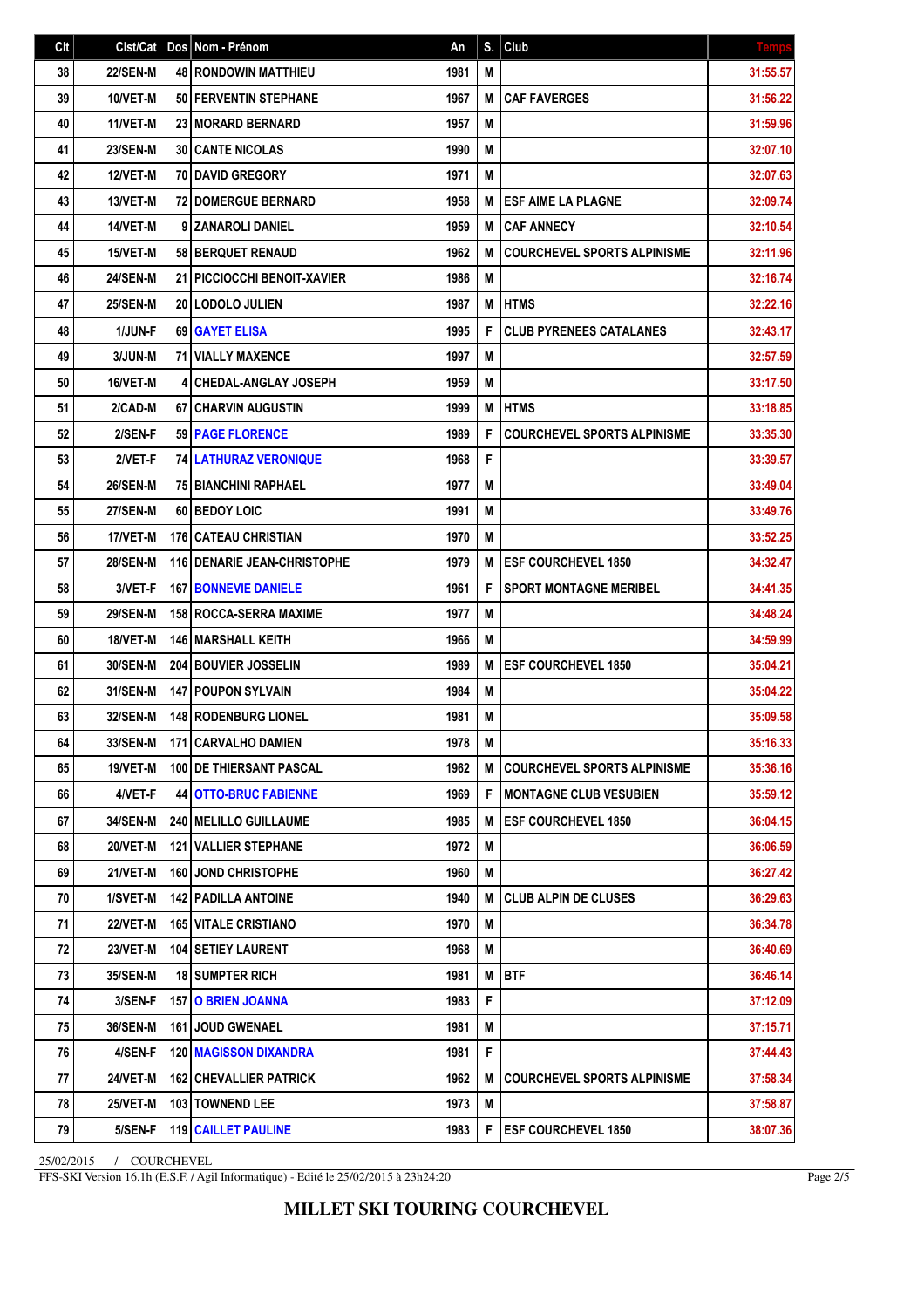| Clt | Clst/Cat | Dos | Nom - Prénom | An | S. | Club | Temps |
|---|---|---|---|---|---|---|---|
| 38 | 22/SEN-M | 48 | RONDOWIN MATTHIEU | 1981 | M | | 31:55.57 |
| 39 | 10/VET-M | 50 | FERVENTIN STEPHANE | 1967 | M | CAF FAVERGES | 31:56.22 |
| 40 | 11/VET-M | 23 | MORARD BERNARD | 1957 | M | | 31:59.96 |
| 41 | 23/SEN-M | 30 | CANTE NICOLAS | 1990 | M | | 32:07.10 |
| 42 | 12/VET-M | 70 | DAVID GREGORY | 1971 | M | | 32:07.63 |
| 43 | 13/VET-M | 72 | DOMERGUE BERNARD | 1958 | M | ESF AIME LA PLAGNE | 32:09.74 |
| 44 | 14/VET-M | 9 | ZANAROLI DANIEL | 1959 | M | CAF ANNECY | 32:10.54 |
| 45 | 15/VET-M | 58 | BERQUET RENAUD | 1962 | M | COURCHEVEL SPORTS ALPINISME | 32:11.96 |
| 46 | 24/SEN-M | 21 | PICCIOCCHI BENOIT-XAVIER | 1986 | M | | 32:16.74 |
| 47 | 25/SEN-M | 20 | LODOLO JULIEN | 1987 | M | HTMS | 32:22.16 |
| 48 | 1/JUN-F | 69 | GAYET ELISA | 1995 | F | CLUB PYRENEES CATALANES | 32:43.17 |
| 49 | 3/JUN-M | 71 | VIALLY MAXENCE | 1997 | M | | 32:57.59 |
| 50 | 16/VET-M | 4 | CHEDAL-ANGLAY JOSEPH | 1959 | M | | 33:17.50 |
| 51 | 2/CAD-M | 67 | CHARVIN AUGUSTIN | 1999 | M | HTMS | 33:18.85 |
| 52 | 2/SEN-F | 59 | PAGE FLORENCE | 1989 | F | COURCHEVEL SPORTS ALPINISME | 33:35.30 |
| 53 | 2/VET-F | 74 | LATHURAZ VERONIQUE | 1968 | F | | 33:39.57 |
| 54 | 26/SEN-M | 75 | BIANCHINI RAPHAEL | 1977 | M | | 33:49.04 |
| 55 | 27/SEN-M | 60 | BEDOY LOIC | 1991 | M | | 33:49.76 |
| 56 | 17/VET-M | 176 | CATEAU CHRISTIAN | 1970 | M | | 33:52.25 |
| 57 | 28/SEN-M | 116 | DENARIE JEAN-CHRISTOPHE | 1979 | M | ESF COURCHEVEL 1850 | 34:32.47 |
| 58 | 3/VET-F | 167 | BONNEVIE DANIELE | 1961 | F | SPORT MONTAGNE MERIBEL | 34:41.35 |
| 59 | 29/SEN-M | 158 | ROCCA-SERRA MAXIME | 1977 | M | | 34:48.24 |
| 60 | 18/VET-M | 146 | MARSHALL KEITH | 1966 | M | | 34:59.99 |
| 61 | 30/SEN-M | 204 | BOUVIER JOSSELIN | 1989 | M | ESF COURCHEVEL 1850 | 35:04.21 |
| 62 | 31/SEN-M | 147 | POUPON SYLVAIN | 1984 | M | | 35:04.22 |
| 63 | 32/SEN-M | 148 | RODENBURG LIONEL | 1981 | M | | 35:09.58 |
| 64 | 33/SEN-M | 171 | CARVALHO DAMIEN | 1978 | M | | 35:16.33 |
| 65 | 19/VET-M | 100 | DE THIERSANT PASCAL | 1962 | M | COURCHEVEL SPORTS ALPINISME | 35:36.16 |
| 66 | 4/VET-F | 44 | OTTO-BRUC FABIENNE | 1969 | F | MONTAGNE CLUB VESUBIEN | 35:59.12 |
| 67 | 34/SEN-M | 240 | MELILLO GUILLAUME | 1985 | M | ESF COURCHEVEL 1850 | 36:04.15 |
| 68 | 20/VET-M | 121 | VALLIER STEPHANE | 1972 | M | | 36:06.59 |
| 69 | 21/VET-M | 160 | JOND CHRISTOPHE | 1960 | M | | 36:27.42 |
| 70 | 1/SVET-M | 142 | PADILLA ANTOINE | 1940 | M | CLUB ALPIN DE CLUSES | 36:29.63 |
| 71 | 22/VET-M | 165 | VITALE CRISTIANO | 1970 | M | | 36:34.78 |
| 72 | 23/VET-M | 104 | SETIEY LAURENT | 1968 | M | | 36:40.69 |
| 73 | 35/SEN-M | 18 | SUMPTER RICH | 1981 | M | BTF | 36:46.14 |
| 74 | 3/SEN-F | 157 | O BRIEN JOANNA | 1983 | F | | 37:12.09 |
| 75 | 36/SEN-M | 161 | JOUD GWENAEL | 1981 | M | | 37:15.71 |
| 76 | 4/SEN-F | 120 | MAGISSON DIXANDRA | 1981 | F | | 37:44.43 |
| 77 | 24/VET-M | 162 | CHEVALLIER PATRICK | 1962 | M | COURCHEVEL SPORTS ALPINISME | 37:58.34 |
| 78 | 25/VET-M | 103 | TOWNEND LEE | 1973 | M | | 37:58.87 |
| 79 | 5/SEN-F | 119 | CAILLET PAULINE | 1983 | F | ESF COURCHEVEL 1850 | 38:07.36 |

25/02/2015 / COURCHEVEL

FFS-SKI Version 16.1h (E.S.F. / Agil Informatique) - Edité le 25/02/2015 à 23h24:20

**MILLET SKI TOURING COURCHEVEL**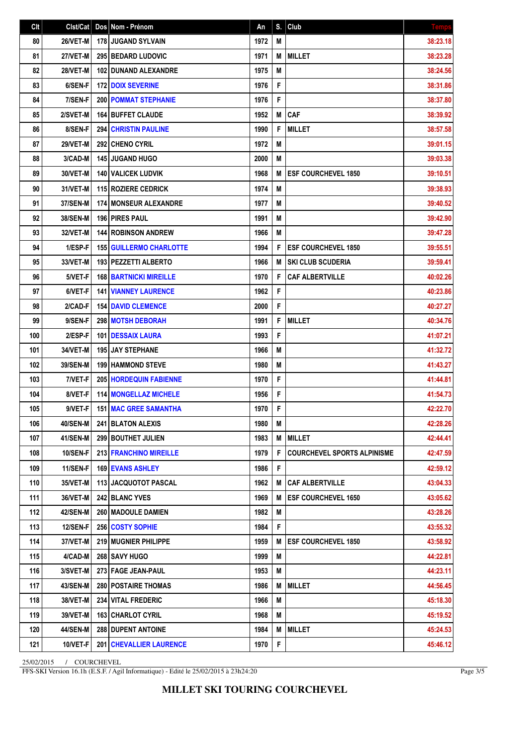| Clt | Clst/Cat | Dos | Nom - Prénom | An | S. | Club | Temps |
|---|---|---|---|---|---|---|---|
| 80 | 26/VET-M | 178 | JUGAND SYLVAIN | 1972 | M | | 38:23.18 |
| 81 | 27/VET-M | 295 | BEDARD LUDOVIC | 1971 | M | MILLET | 38:23.28 |
| 82 | 28/VET-M | 102 | DUNAND ALEXANDRE | 1975 | M | | 38:24.56 |
| 83 | 6/SEN-F | 172 | DOIX SEVERINE | 1976 | F | | 38:31.86 |
| 84 | 7/SEN-F | 200 | POMMAT STEPHANIE | 1976 | F | | 38:37.80 |
| 85 | 2/SVET-M | 164 | BUFFET CLAUDE | 1952 | M | CAF | 38:39.92 |
| 86 | 8/SEN-F | 294 | CHRISTIN PAULINE | 1990 | F | MILLET | 38:57.58 |
| 87 | 29/VET-M | 292 | CHENO CYRIL | 1972 | M | | 39:01.15 |
| 88 | 3/CAD-M | 145 | JUGAND HUGO | 2000 | M | | 39:03.38 |
| 89 | 30/VET-M | 140 | VALICEK LUDVIK | 1968 | M | ESF COURCHEVEL 1850 | 39:10.51 |
| 90 | 31/VET-M | 115 | ROZIERE CEDRICK | 1974 | M | | 39:38.93 |
| 91 | 37/SEN-M | 174 | MONSEUR ALEXANDRE | 1977 | M | | 39:40.52 |
| 92 | 38/SEN-M | 196 | PIRES PAUL | 1991 | M | | 39:42.90 |
| 93 | 32/VET-M | 144 | ROBINSON ANDREW | 1966 | M | | 39:47.28 |
| 94 | 1/ESP-F | 155 | GUILLERMO CHARLOTTE | 1994 | F | ESF COURCHEVEL 1850 | 39:55.51 |
| 95 | 33/VET-M | 193 | PEZZETTI ALBERTO | 1966 | M | SKI CLUB SCUDERIA | 39:59.41 |
| 96 | 5/VET-F | 168 | BARTNICKI MIREILLE | 1970 | F | CAF ALBERTVILLE | 40:02.26 |
| 97 | 6/VET-F | 141 | VIANNEY LAURENCE | 1962 | F | | 40:23.86 |
| 98 | 2/CAD-F | 154 | DAVID CLEMENCE | 2000 | F | | 40:27.27 |
| 99 | 9/SEN-F | 298 | MOTSH DEBORAH | 1991 | F | MILLET | 40:34.76 |
| 100 | 2/ESP-F | 101 | DESSAIX LAURA | 1993 | F | | 41:07.21 |
| 101 | 34/VET-M | 195 | JAY STEPHANE | 1966 | M | | 41:32.72 |
| 102 | 39/SEN-M | 199 | HAMMOND STEVE | 1980 | M | | 41:43.27 |
| 103 | 7/VET-F | 205 | HORDEQUIN FABIENNE | 1970 | F | | 41:44.81 |
| 104 | 8/VET-F | 114 | MONGELLAZ MICHELE | 1956 | F | | 41:54.73 |
| 105 | 9/VET-F | 151 | MAC GREE SAMANTHA | 1970 | F | | 42:22.70 |
| 106 | 40/SEN-M | 241 | BLATON ALEXIS | 1980 | M | | 42:28.26 |
| 107 | 41/SEN-M | 299 | BOUTHET JULIEN | 1983 | M | MILLET | 42:44.41 |
| 108 | 10/SEN-F | 213 | FRANCHINO MIREILLE | 1979 | F | COURCHEVEL SPORTS ALPINISME | 42:47.59 |
| 109 | 11/SEN-F | 169 | EVANS ASHLEY | 1986 | F | | 42:59.12 |
| 110 | 35/VET-M | 113 | JACQUOTOT PASCAL | 1962 | M | CAF ALBERTVILLE | 43:04.33 |
| 111 | 36/VET-M | 242 | BLANC YVES | 1969 | M | ESF COURCHEVEL 1650 | 43:05.62 |
| 112 | 42/SEN-M | 260 | MADOULE DAMIEN | 1982 | M | | 43:28.26 |
| 113 | 12/SEN-F | 256 | COSTY SOPHIE | 1984 | F | | 43:55.32 |
| 114 | 37/VET-M | 219 | MUGNIER PHILIPPE | 1959 | M | ESF COURCHEVEL 1850 | 43:58.92 |
| 115 | 4/CAD-M | 268 | SAVY HUGO | 1999 | M | | 44:22.81 |
| 116 | 3/SVET-M | 273 | FAGE JEAN-PAUL | 1953 | M | | 44:23.11 |
| 117 | 43/SEN-M | 280 | POSTAIRE THOMAS | 1986 | M | MILLET | 44:56.45 |
| 118 | 38/VET-M | 234 | VITAL FREDERIC | 1966 | M | | 45:18.30 |
| 119 | 39/VET-M | 163 | CHARLOT CYRIL | 1968 | M | | 45:19.52 |
| 120 | 44/SEN-M | 288 | DUPENT ANTOINE | 1984 | M | MILLET | 45:24.53 |
| 121 | 10/VET-F | 201 | CHEVALLIER LAURENCE | 1970 | F | | 45:46.12 |

25/02/2015 / COURCHEVEL

FFS-SKI Version 16.1h (E.S.F. / Agil Informatique) - Edité le 25/02/2015 à 23h24:20

**MILLET SKI TOURING COURCHEVEL**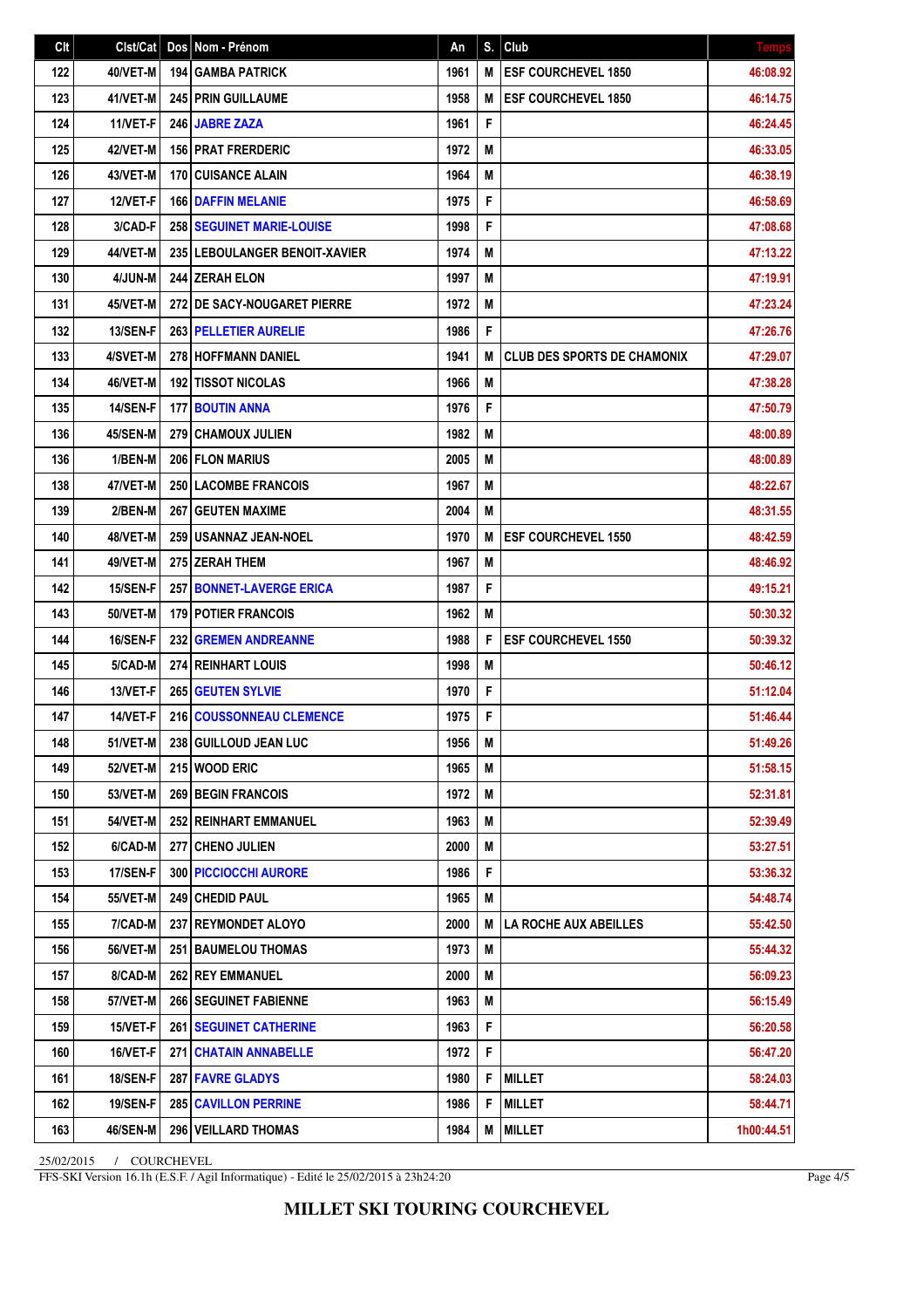| Clt | Clst/Cat | Dos | Nom - Prénom | An | S. | Club | Temps |
|---|---|---|---|---|---|---|---|
| 122 | 40/VET-M | 194 | GAMBA PATRICK | 1961 | M | ESF COURCHEVEL 1850 | 46:08.92 |
| 123 | 41/VET-M | 245 | PRIN GUILLAUME | 1958 | M | ESF COURCHEVEL 1850 | 46:14.75 |
| 124 | 11/VET-F | 246 | JABRE ZAZA | 1961 | F | | 46:24.45 |
| 125 | 42/VET-M | 156 | PRAT FRERDERIC | 1972 | M | | 46:33.05 |
| 126 | 43/VET-M | 170 | CUISANCE ALAIN | 1964 | M | | 46:38.19 |
| 127 | 12/VET-F | 166 | DAFFIN MELANIE | 1975 | F | | 46:58.69 |
| 128 | 3/CAD-F | 258 | SEGUINET MARIE-LOUISE | 1998 | F | | 47:08.68 |
| 129 | 44/VET-M | 235 | LEBOULANGER BENOIT-XAVIER | 1974 | M | | 47:13.22 |
| 130 | 4/JUN-M | 244 | ZERAH ELON | 1997 | M | | 47:19.91 |
| 131 | 45/VET-M | 272 | DE SACY-NOUGARET PIERRE | 1972 | M | | 47:23.24 |
| 132 | 13/SEN-F | 263 | PELLETIER AURELIE | 1986 | F | | 47:26.76 |
| 133 | 4/SVET-M | 278 | HOFFMANN DANIEL | 1941 | M | CLUB DES SPORTS DE CHAMONIX | 47:29.07 |
| 134 | 46/VET-M | 192 | TISSOT NICOLAS | 1966 | M | | 47:38.28 |
| 135 | 14/SEN-F | 177 | BOUTIN ANNA | 1976 | F | | 47:50.79 |
| 136 | 45/SEN-M | 279 | CHAMOUX JULIEN | 1982 | M | | 48:00.89 |
| 136 | 1/BEN-M | 206 | FLON MARIUS | 2005 | M | | 48:00.89 |
| 138 | 47/VET-M | 250 | LACOMBE FRANCOIS | 1967 | M | | 48:22.67 |
| 139 | 2/BEN-M | 267 | GEUTEN MAXIME | 2004 | M | | 48:31.55 |
| 140 | 48/VET-M | 259 | USANNAZ JEAN-NOEL | 1970 | M | ESF COURCHEVEL 1550 | 48:42.59 |
| 141 | 49/VET-M | 275 | ZERAH THEM | 1967 | M | | 48:46.92 |
| 142 | 15/SEN-F | 257 | BONNET-LAVERGE ERICA | 1987 | F | | 49:15.21 |
| 143 | 50/VET-M | 179 | POTIER FRANCOIS | 1962 | M | | 50:30.32 |
| 144 | 16/SEN-F | 232 | GREMEN ANDREANNE | 1988 | F | ESF COURCHEVEL 1550 | 50:39.32 |
| 145 | 5/CAD-M | 274 | REINHART LOUIS | 1998 | M | | 50:46.12 |
| 146 | 13/VET-F | 265 | GEUTEN SYLVIE | 1970 | F | | 51:12.04 |
| 147 | 14/VET-F | 216 | COUSSONNEAU CLEMENCE | 1975 | F | | 51:46.44 |
| 148 | 51/VET-M | 238 | GUILLOUD JEAN LUC | 1956 | M | | 51:49.26 |
| 149 | 52/VET-M | 215 | WOOD ERIC | 1965 | M | | 51:58.15 |
| 150 | 53/VET-M | 269 | BEGIN FRANCOIS | 1972 | M | | 52:31.81 |
| 151 | 54/VET-M | 252 | REINHART EMMANUEL | 1963 | M | | 52:39.49 |
| 152 | 6/CAD-M | 277 | CHENO JULIEN | 2000 | M | | 53:27.51 |
| 153 | 17/SEN-F | 300 | PICCIOCCHI AURORE | 1986 | F | | 53:36.32 |
| 154 | 55/VET-M | 249 | CHEDID PAUL | 1965 | M | | 54:48.74 |
| 155 | 7/CAD-M | 237 | REYMONDET ALOYO | 2000 | M | LA ROCHE AUX ABEILLES | 55:42.50 |
| 156 | 56/VET-M | 251 | BAUMELOU THOMAS | 1973 | M | | 55:44.32 |
| 157 | 8/CAD-M | 262 | REY EMMANUEL | 2000 | M | | 56:09.23 |
| 158 | 57/VET-M | 266 | SEGUINET FABIENNE | 1963 | M | | 56:15.49 |
| 159 | 15/VET-F | 261 | SEGUINET CATHERINE | 1963 | F | | 56:20.58 |
| 160 | 16/VET-F | 271 | CHATAIN ANNABELLE | 1972 | F | | 56:47.20 |
| 161 | 18/SEN-F | 287 | FAVRE GLADYS | 1980 | F | MILLET | 58:24.03 |
| 162 | 19/SEN-F | 285 | CAVILLON PERRINE | 1986 | F | MILLET | 58:44.71 |
| 163 | 46/SEN-M | 296 | VEILLARD THOMAS | 1984 | M | MILLET | 1h00:44.51 |

25/02/2015 / COURCHEVEL

FFS-SKI Version 16.1h (E.S.F. / Agil Informatique) - Edité le 25/02/2015 à 23h24:20

**MILLET SKI TOURING COURCHEVEL**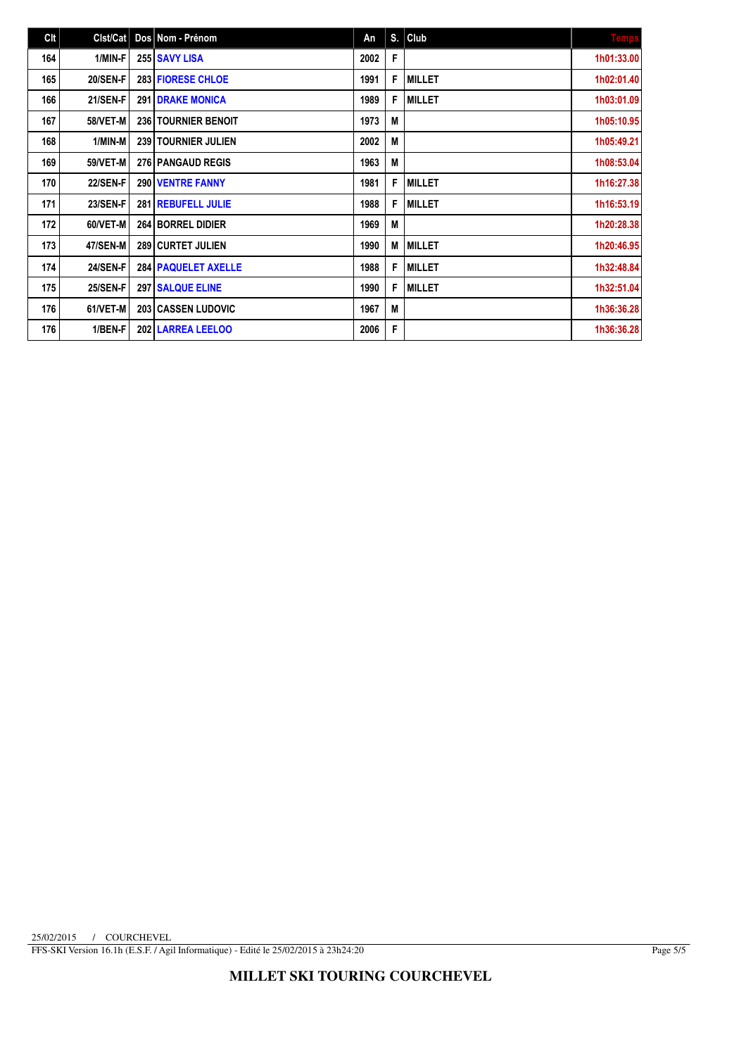| Clt | Clst/Cat | Dos | Nom - Prénom | An | S. | Club | Temps |
|---|---|---|---|---|---|---|---|
| 164 | 1/MIN-F | 255 | SAVY LISA | 2002 | F | | 1h01:33.00 |
| 165 | 20/SEN-F | 283 | FIORESE CHLOE | 1991 | F | MILLET | 1h02:01.40 |
| 166 | 21/SEN-F | 291 | DRAKE MONICA | 1989 | F | MILLET | 1h03:01.09 |
| 167 | 58/VET-M | 236 | TOURNIER BENOIT | 1973 | M | | 1h05:10.95 |
| 168 | 1/MIN-M | 239 | TOURNIER JULIEN | 2002 | M | | 1h05:49.21 |
| 169 | 59/VET-M | 276 | PANGAUD REGIS | 1963 | M | | 1h08:53.04 |
| 170 | 22/SEN-F | 290 | VENTRE FANNY | 1981 | F | MILLET | 1h16:27.38 |
| 171 | 23/SEN-F | 281 | REBUFELL JULIE | 1988 | F | MILLET | 1h16:53.19 |
| 172 | 60/VET-M | 264 | BORREL DIDIER | 1969 | M | | 1h20:28.38 |
| 173 | 47/SEN-M | 289 | CURTET JULIEN | 1990 | M | MILLET | 1h20:46.95 |
| 174 | 24/SEN-F | 284 | PAQUELET AXELLE | 1988 | F | MILLET | 1h32:48.84 |
| 175 | 25/SEN-F | 297 | SALQUE ELINE | 1990 | F | MILLET | 1h32:51.04 |
| 176 | 61/VET-M | 203 | CASSEN LUDOVIC | 1967 | M | | 1h36:36.28 |
| 176 | 1/BEN-F | 202 | LARREA LEELOO | 2006 | F | | 1h36:36.28 |

25/02/2015 / COURCHEVEL

FFS-SKI Version 16.1h (E.S.F. / Agil Informatique) - Edité le 25/02/2015 à 23h24:20

**MILLET SKI TOURING COURCHEVEL**